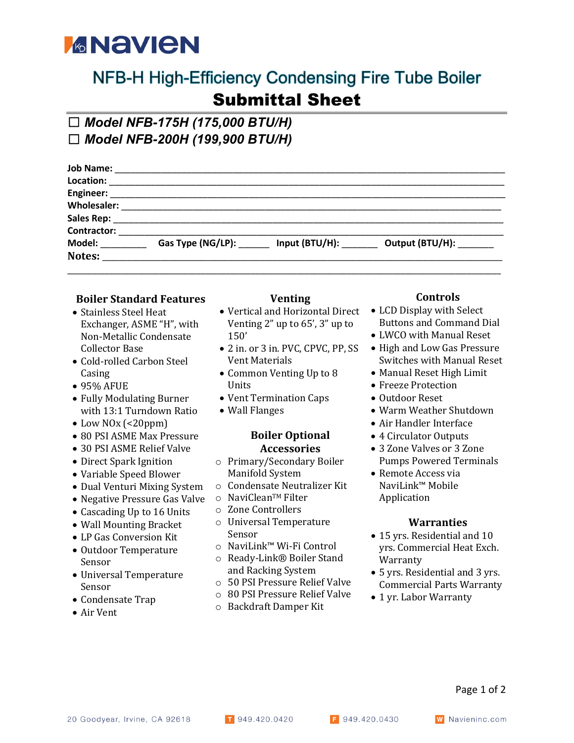# NFB-H High-Efficiency Condensing Fire Tube Boiler

## Submittal Sheet

☐ ***Model NFB-175H (175,000 BTU/H)***
☐ ***Model NFB-200H (199,900 BTU/H)***

**Job Name:** ______________________________________________
**Location:** ______________________________________________
**Engineer:** ______________________________________________
**Wholesaler:** ______________________________________________
**Sales Rep:** ______________________________________________
**Contractor:** ______________________________________________
**Model:** _________ **Gas Type (NG/LP):** ______ **Input (BTU/H):** _______ **Output (BTU/H):** _______
**Notes:** ______________________________________________

### Boiler Standard Features

- Stainless Steel Heat Exchanger, ASME "H", with Non-Metallic Condensate Collector Base
- Cold-rolled Carbon Steel Casing
- 95% AFUE
- Fully Modulating Burner with 13:1 Turndown Ratio
- Low NOx (<20ppm)
- 80 PSI ASME Max Pressure
- 30 PSI ASME Relief Valve
- Direct Spark Ignition
- Variable Speed Blower
- Dual Venturi Mixing System
- Negative Pressure Gas Valve
- Cascading Up to 16 Units
- Wall Mounting Bracket
- LP Gas Conversion Kit
- Outdoor Temperature Sensor
- Universal Temperature Sensor
- Condensate Trap
- Air Vent

### Venting

- Vertical and Horizontal Direct Venting 2" up to 65', 3" up to 150'
- 2 in. or 3 in. PVC, CPVC, PP, SS Vent Materials
- Common Venting Up to 8 Units
- Vent Termination Caps
- Wall Flanges

### Boiler Optional Accessories

- Primary/Secondary Boiler Manifold System
- Condensate Neutralizer Kit
- NaviClean™ Filter
- Zone Controllers
- Universal Temperature Sensor
- NaviLink™ Wi-Fi Control
- Ready-Link® Boiler Stand and Racking System
- 50 PSI Pressure Relief Valve
- 80 PSI Pressure Relief Valve
- Backdraft Damper Kit

### Controls

- LCD Display with Select Buttons and Command Dial
- LWCO with Manual Reset
- High and Low Gas Pressure Switches with Manual Reset
- Manual Reset High Limit
- Freeze Protection
- Outdoor Reset
- Warm Weather Shutdown
- Air Handler Interface
- 4 Circulator Outputs
- 3 Zone Valves or 3 Zone Pumps Powered Terminals
- Remote Access via NaviLink™ Mobile Application

### Warranties

- 15 yrs. Residential and 10 yrs. Commercial Heat Exch. Warranty
- 5 yrs. Residential and 3 yrs. Commercial Parts Warranty
- 1 yr. Labor Warranty

20 Goodyear, Irvine, CA 92618 | T 949.420.0420 | F 949.420.0430 | W Navieninc.com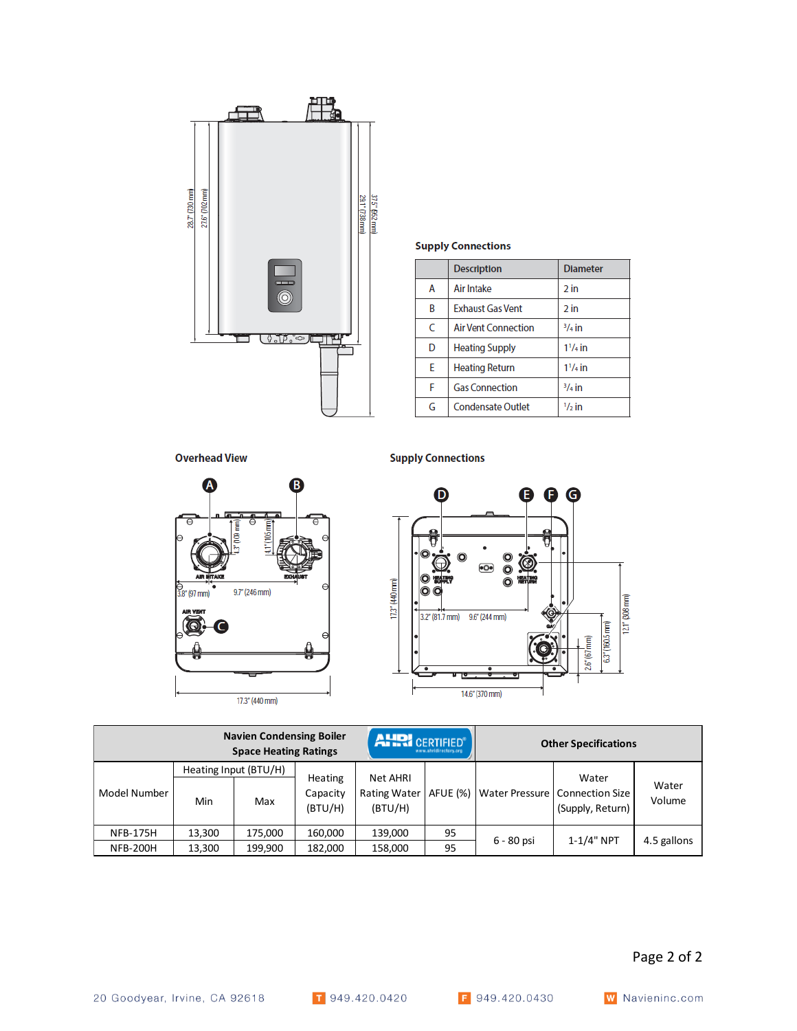28.7" (730 mm)
27.6" (702 mm)
29.1" (738 mm)
37.5" (952 mm)

**Supply Connections**

| | Description | Diameter |
|---|---|---|
| A | Air Intake | 2 in |
| B | Exhaust Gas Vent | 2 in |
| C | Air Vent Connection | 3/4 in |
| D | Heating Supply | 1 1/4 in |
| E | Heating Return | 1 1/4 in |
| F | Gas Connection | 3/4 in |
| G | Condensate Outlet | 1/2 in |

**Overhead View**

A
B
4.3" (109 mm)
4.1" (105 mm)
AIR INTAKE
EXHAUST
3.8" (97 mm)
9.7" (246 mm)
AIR VENT
C
17.3" (440 mm)

**Supply Connections**

D
E
F
G
HEATING SUPPLY
HEATING RETURN
GAS
17.3" (440 mm)
3.2" (81.7 mm)
9.6" (244 mm)
12.1" (308 mm)
6.3" (160.5 mm)
2.6" (67 mm)
14.6" (370 mm)

| Navien Condensing Boiler Space Heating Ratings (AHRI CERTIFIED) | | | | | | Other Specifications | | |
|---|---|---|---|---|---|---|---|---|
| Model Number | Heating Input (BTU/H) | | Heating Capacity (BTU/H) | Net AHRI Rating Water (BTU/H) | AFUE (%) | Water Pressure | Water Connection Size (Supply, Return) | Water Volume |
| | Min | Max | | | | | | |
| NFB-175H | 13,300 | 175,000 | 160,000 | 139,000 | 95 | 6 - 80 psi | 1-1/4" NPT | 4.5 gallons |
| NFB-200H | 13,300 | 199,900 | 182,000 | 158,000 | 95 | | | |

20 Goodyear, Irvine, CA 92618 T 949.420.0420 F 949.420.0430 W Navieninc.com